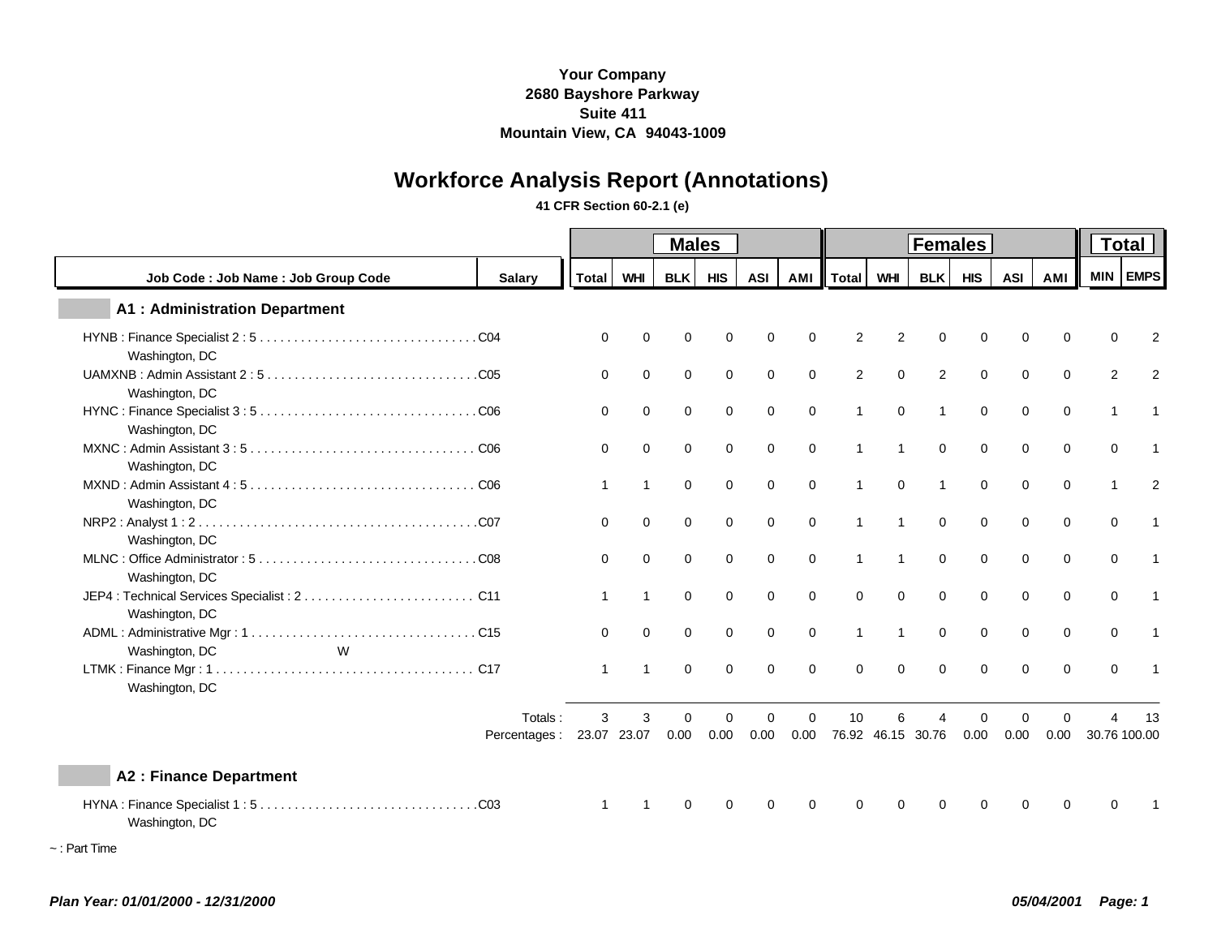**Your Company**
**2680 Bayshore Parkway**
**Suite 411**
**Mountain View, CA 94043-1009**

# Workforce Analysis Report (Annotations)

**41 CFR Section 60-2.1 (e)**

| Job Code : Job Name : Job Group Code | Salary | Males | | | | | | Females | | | | | | Total | |
|---|---|---|---|---|---|---|---|---|---|---|---|---|---|---|---|
| | | Total | WHI | BLK | HIS | ASI | AMI | Total | WHI | BLK | HIS | ASI | AMI | MIN | EMPS |
| **A1 : Administration Department** | | | | | | | | | | | | | | | |
| HYNB : Finance Specialist 2 : 5 . . . . . . . . . . . . . . . . . . . . . . . . . . . . . . . . C04<br>Washington, DC | | 0 | 0 | 0 | 0 | 0 | 0 | 2 | 2 | 0 | 0 | 0 | 0 | 0 | 2 |
| UAMXNB : Admin Assistant 2 : 5 . . . . . . . . . . . . . . . . . . . . . . . . . . . . . . C05<br>Washington, DC | | 0 | 0 | 0 | 0 | 0 | 0 | 2 | 0 | 2 | 0 | 0 | 0 | 2 | 2 |
| HYNC : Finance Specialist 3 : 5 . . . . . . . . . . . . . . . . . . . . . . . . . . . . . . . . C06<br>Washington, DC | | 0 | 0 | 0 | 0 | 0 | 0 | 1 | 0 | 1 | 0 | 0 | 0 | 1 | 1 |
| MXNC : Admin Assistant 3 : 5 . . . . . . . . . . . . . . . . . . . . . . . . . . . . . . . . . C06<br>Washington, DC | | 0 | 0 | 0 | 0 | 0 | 0 | 1 | 1 | 0 | 0 | 0 | 0 | 0 | 1 |
| MXND : Admin Assistant 4 : 5 . . . . . . . . . . . . . . . . . . . . . . . . . . . . . . . . . C06<br>Washington, DC | | 1 | 1 | 0 | 0 | 0 | 0 | 1 | 0 | 1 | 0 | 0 | 0 | 1 | 2 |
| NRP2 : Analyst 1 : 2 . . . . . . . . . . . . . . . . . . . . . . . . . . . . . . . . . . . . . . . . . C07<br>Washington, DC | | 0 | 0 | 0 | 0 | 0 | 0 | 1 | 1 | 0 | 0 | 0 | 0 | 0 | 1 |
| MLNC : Office Administrator : 5 . . . . . . . . . . . . . . . . . . . . . . . . . . . . . . . . C08<br>Washington, DC | | 0 | 0 | 0 | 0 | 0 | 0 | 1 | 1 | 0 | 0 | 0 | 0 | 0 | 1 |
| JEP4 : Technical Services Specialist : 2 . . . . . . . . . . . . . . . . . . . . . . . . . C11<br>Washington, DC | | 1 | 1 | 0 | 0 | 0 | 0 | 0 | 0 | 0 | 0 | 0 | 0 | 0 | 1 |
| ADML : Administrative Mgr : 1 . . . . . . . . . . . . . . . . . . . . . . . . . . . . . . . . . C15<br>Washington, DC W | | 0 | 0 | 0 | 0 | 0 | 0 | 1 | 1 | 0 | 0 | 0 | 0 | 0 | 1 |
| LTMK : Finance Mgr : 1 . . . . . . . . . . . . . . . . . . . . . . . . . . . . . . . . . . . . . . C17<br>Washington, DC | | 1 | 1 | 0 | 0 | 0 | 0 | 0 | 0 | 0 | 0 | 0 | 0 | 0 | 1 |
| | Totals : | 3 | 3 | 0 | 0 | 0 | 0 | 10 | 6 | 4 | 0 | 0 | 0 | 4 | 13 |
| | Percentages : | 23.07 | 23.07 | 0.00 | 0.00 | 0.00 | 0.00 | 76.92 | 46.15 | 30.76 | 0.00 | 0.00 | 0.00 | 30.76 | 100.00 |
| **A2 : Finance Department** | | | | | | | | | | | | | | | |
| HYNA : Finance Specialist 1 : 5 . . . . . . . . . . . . . . . . . . . . . . . . . . . . . . . . C03<br>Washington, DC | | 1 | 1 | 0 | 0 | 0 | 0 | 0 | 0 | 0 | 0 | 0 | 0 | 0 | 1 |

~ : Part Time

*Plan Year: 01/01/2000 - 12/31/2000* *05/04/2001*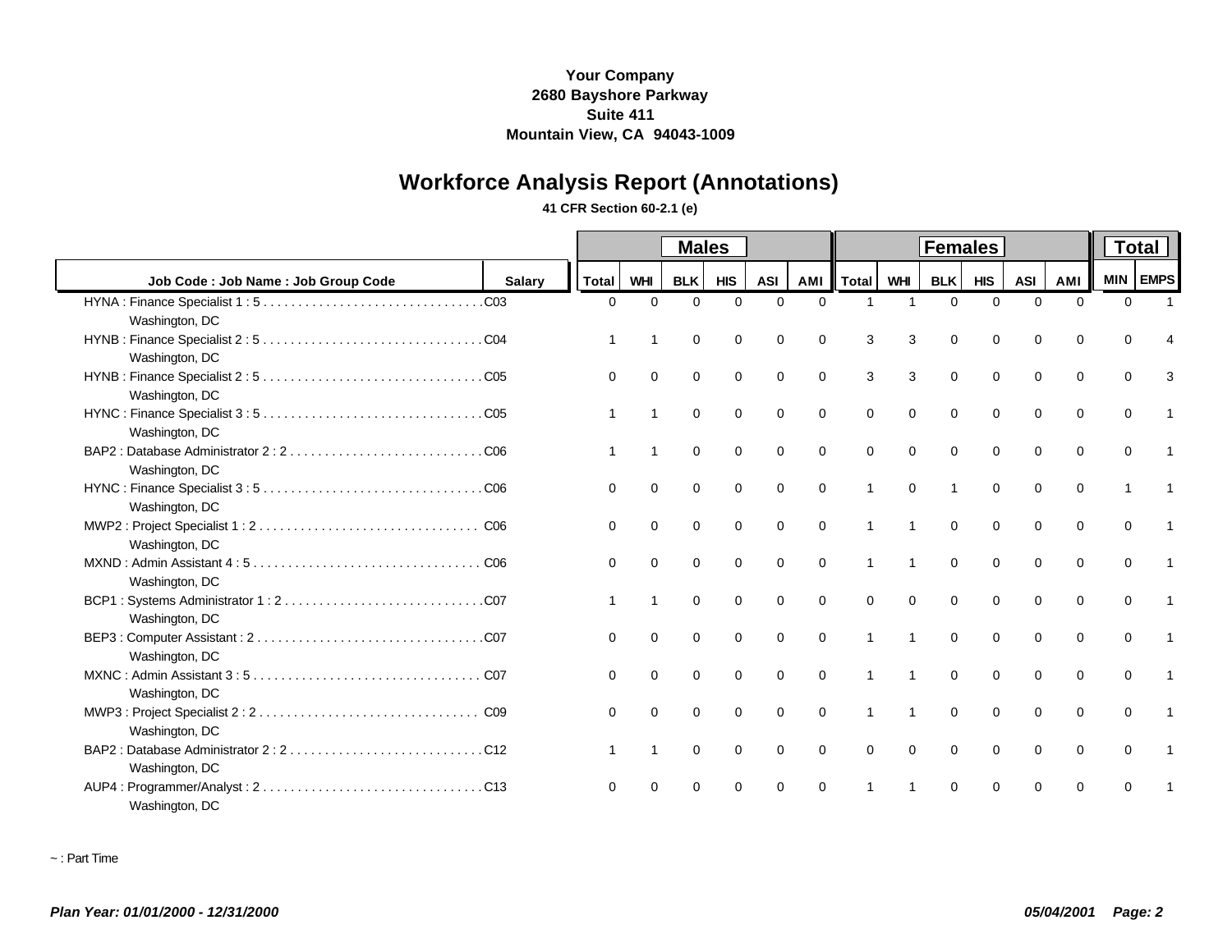**Your Company**
**2680 Bayshore Parkway**
**Suite 411**
**Mountain View, CA  94043-1009**

# Workforce Analysis Report (Annotations)

**41 CFR Section 60-2.1 (e)**

| | | Males | | | | | | Females | | | | | | Total | |
|---|---|---|---|---|---|---|---|---|---|---|---|---|---|---|---|
| **Job Code : Job Name : Job Group Code** | **Salary** | **Total** | **WHI** | **BLK** | **HIS** | **ASI** | **AMI** | **Total** | **WHI** | **BLK** | **HIS** | **ASI** | **AMI** | **MIN** | **EMPS** |
| HYNA : Finance Specialist 1 : 5 . . . . . . . . . . . . . . . . . . . . . . . . . . . . . . . .C03<br>Washington, DC | | 0 | 0 | 0 | 0 | 0 | 0 | 1 | 1 | 0 | 0 | 0 | 0 | 0 | 1 |
| HYNB : Finance Specialist 2 : 5 . . . . . . . . . . . . . . . . . . . . . . . . . . . . . . . .C04<br>Washington, DC | | 1 | 1 | 0 | 0 | 0 | 0 | 3 | 3 | 0 | 0 | 0 | 0 | 0 | 4 |
| HYNB : Finance Specialist 2 : 5 . . . . . . . . . . . . . . . . . . . . . . . . . . . . . . . .C05<br>Washington, DC | | 0 | 0 | 0 | 0 | 0 | 0 | 3 | 3 | 0 | 0 | 0 | 0 | 0 | 3 |
| HYNC : Finance Specialist 3 : 5 . . . . . . . . . . . . . . . . . . . . . . . . . . . . . . . .C05<br>Washington, DC | | 1 | 1 | 0 | 0 | 0 | 0 | 0 | 0 | 0 | 0 | 0 | 0 | 0 | 1 |
| BAP2 : Database Administrator 2 : 2 . . . . . . . . . . . . . . . . . . . . . . . . . . . .C06<br>Washington, DC | | 1 | 1 | 0 | 0 | 0 | 0 | 0 | 0 | 0 | 0 | 0 | 0 | 0 | 1 |
| HYNC : Finance Specialist 3 : 5 . . . . . . . . . . . . . . . . . . . . . . . . . . . . . . . .C06<br>Washington, DC | | 0 | 0 | 0 | 0 | 0 | 0 | 1 | 0 | 1 | 0 | 0 | 0 | 1 | 1 |
| MWP2 : Project Specialist 1 : 2 . . . . . . . . . . . . . . . . . . . . . . . . . . . . . . . . C06<br>Washington, DC | | 0 | 0 | 0 | 0 | 0 | 0 | 1 | 1 | 0 | 0 | 0 | 0 | 0 | 1 |
| MXND : Admin Assistant 4 : 5 . . . . . . . . . . . . . . . . . . . . . . . . . . . . . . . . . C06<br>Washington, DC | | 0 | 0 | 0 | 0 | 0 | 0 | 1 | 1 | 0 | 0 | 0 | 0 | 0 | 1 |
| BCP1 : Systems Administrator 1 : 2 . . . . . . . . . . . . . . . . . . . . . . . . . . . . .C07<br>Washington, DC | | 1 | 1 | 0 | 0 | 0 | 0 | 0 | 0 | 0 | 0 | 0 | 0 | 0 | 1 |
| BEP3 : Computer Assistant : 2 . . . . . . . . . . . . . . . . . . . . . . . . . . . . . . . . .C07<br>Washington, DC | | 0 | 0 | 0 | 0 | 0 | 0 | 1 | 1 | 0 | 0 | 0 | 0 | 0 | 1 |
| MXNC : Admin Assistant 3 : 5 . . . . . . . . . . . . . . . . . . . . . . . . . . . . . . . . . C07<br>Washington, DC | | 0 | 0 | 0 | 0 | 0 | 0 | 1 | 1 | 0 | 0 | 0 | 0 | 0 | 1 |
| MWP3 : Project Specialist 2 : 2 . . . . . . . . . . . . . . . . . . . . . . . . . . . . . . . . C09<br>Washington, DC | | 0 | 0 | 0 | 0 | 0 | 0 | 1 | 1 | 0 | 0 | 0 | 0 | 0 | 1 |
| BAP2 : Database Administrator 2 : 2 . . . . . . . . . . . . . . . . . . . . . . . . . . . .C12<br>Washington, DC | | 1 | 1 | 0 | 0 | 0 | 0 | 0 | 0 | 0 | 0 | 0 | 0 | 0 | 1 |
| AUP4 : Programmer/Analyst : 2 . . . . . . . . . . . . . . . . . . . . . . . . . . . . . . . .C13<br>Washington, DC | | 0 | 0 | 0 | 0 | 0 | 0 | 1 | 1 | 0 | 0 | 0 | 0 | 0 | 1 |

~ : Part Time

*Plan Year: 01/01/2000 - 12/31/2000*

*05/04/2001*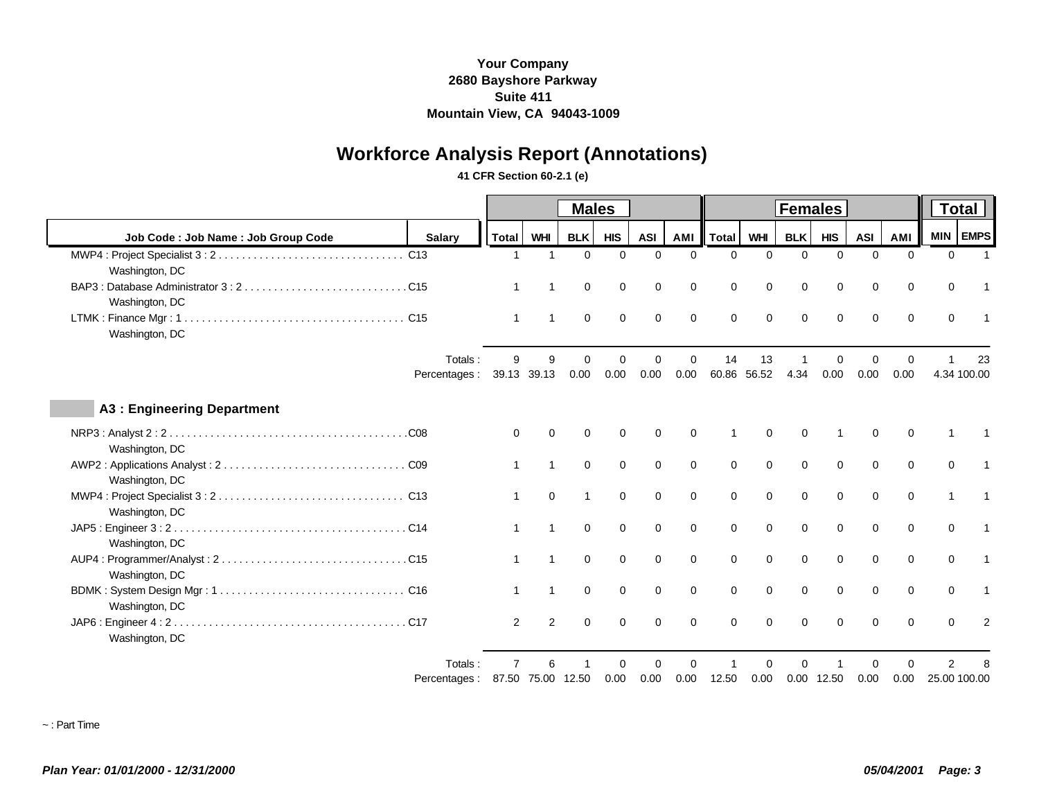**Your Company**
**2680 Bayshore Parkway**
**Suite 411**
**Mountain View, CA 94043-1009**

# Workforce Analysis Report (Annotations)

**41 CFR Section 60-2.1 (e)**

| | | Males | | | | | | Females | | | | | | Total | |
|---|---|---|---|---|---|---|---|---|---|---|---|---|---|---|---|
| **Job Code : Job Name : Job Group Code** | **Salary** | **Total** | **WHI** | **BLK** | **HIS** | **ASI** | **AMI** | **Total** | **WHI** | **BLK** | **HIS** | **ASI** | **AMI** | **MIN** | **EMPS** |
| MWP4 : Project Specialist 3 : 2 . . . . . . . . . . . . . . . . . . . . . . . . . . . . . . . . C13<br>Washington, DC | | 1 | 1 | 0 | 0 | 0 | 0 | 0 | 0 | 0 | 0 | 0 | 0 | 0 | 1 |
| BAP3 : Database Administrator 3 : 2 . . . . . . . . . . . . . . . . . . . . . . . . . . . . C15<br>Washington, DC | | 1 | 1 | 0 | 0 | 0 | 0 | 0 | 0 | 0 | 0 | 0 | 0 | 0 | 1 |
| LTMK : Finance Mgr : 1 . . . . . . . . . . . . . . . . . . . . . . . . . . . . . . . . . . . . . . C15<br>Washington, DC | | 1 | 1 | 0 | 0 | 0 | 0 | 0 | 0 | 0 | 0 | 0 | 0 | 0 | 1 |
| | Totals : | 9 | 9 | 0 | 0 | 0 | 0 | 14 | 13 | 1 | 0 | 0 | 0 | 1 | 23 |
| | Percentages : | 39.13 | 39.13 | 0.00 | 0.00 | 0.00 | 0.00 | 60.86 | 56.52 | 4.34 | 0.00 | 0.00 | 0.00 | 4.34 | 100.00 |

## A3 : Engineering Department

| | | Males | | | | | | Females | | | | | | Total | |
|---|---|---|---|---|---|---|---|---|---|---|---|---|---|---|---|
| **Job Code : Job Name : Job Group Code** | **Salary** | **Total** | **WHI** | **BLK** | **HIS** | **ASI** | **AMI** | **Total** | **WHI** | **BLK** | **HIS** | **ASI** | **AMI** | **MIN** | **EMPS** |
| NRP3 : Analyst 2 : 2 . . . . . . . . . . . . . . . . . . . . . . . . . . . . . . . . . . . . . . . . . C08<br>Washington, DC | | 0 | 0 | 0 | 0 | 0 | 0 | 1 | 0 | 0 | 1 | 0 | 0 | 1 | 1 |
| AWP2 : Applications Analyst : 2 . . . . . . . . . . . . . . . . . . . . . . . . . . . . . . . C09<br>Washington, DC | | 1 | 1 | 0 | 0 | 0 | 0 | 0 | 0 | 0 | 0 | 0 | 0 | 0 | 1 |
| MWP4 : Project Specialist 3 : 2 . . . . . . . . . . . . . . . . . . . . . . . . . . . . . . . . C13<br>Washington, DC | | 1 | 0 | 1 | 0 | 0 | 0 | 0 | 0 | 0 | 0 | 0 | 0 | 1 | 1 |
| JAP5 : Engineer 3 : 2 . . . . . . . . . . . . . . . . . . . . . . . . . . . . . . . . . . . . . . . . C14<br>Washington, DC | | 1 | 1 | 0 | 0 | 0 | 0 | 0 | 0 | 0 | 0 | 0 | 0 | 0 | 1 |
| AUP4 : Programmer/Analyst : 2 . . . . . . . . . . . . . . . . . . . . . . . . . . . . . . . . C15<br>Washington, DC | | 1 | 1 | 0 | 0 | 0 | 0 | 0 | 0 | 0 | 0 | 0 | 0 | 0 | 1 |
| BDMK : System Design Mgr : 1 . . . . . . . . . . . . . . . . . . . . . . . . . . . . . . . . C16<br>Washington, DC | | 1 | 1 | 0 | 0 | 0 | 0 | 0 | 0 | 0 | 0 | 0 | 0 | 0 | 1 |
| JAP6 : Engineer 4 : 2 . . . . . . . . . . . . . . . . . . . . . . . . . . . . . . . . . . . . . . . . C17<br>Washington, DC | | 2 | 2 | 0 | 0 | 0 | 0 | 0 | 0 | 0 | 0 | 0 | 0 | 0 | 2 |
| | Totals : | 7 | 6 | 1 | 0 | 0 | 0 | 1 | 0 | 0 | 1 | 0 | 0 | 2 | 8 |
| | Percentages : | 87.50 | 75.00 | 12.50 | 0.00 | 0.00 | 0.00 | 12.50 | 0.00 | 0.00 | 12.50 | 0.00 | 0.00 | 25.00 | 100.00 |

~ : Part Time

*Plan Year: 01/01/2000 - 12/31/2000* *05/04/2001*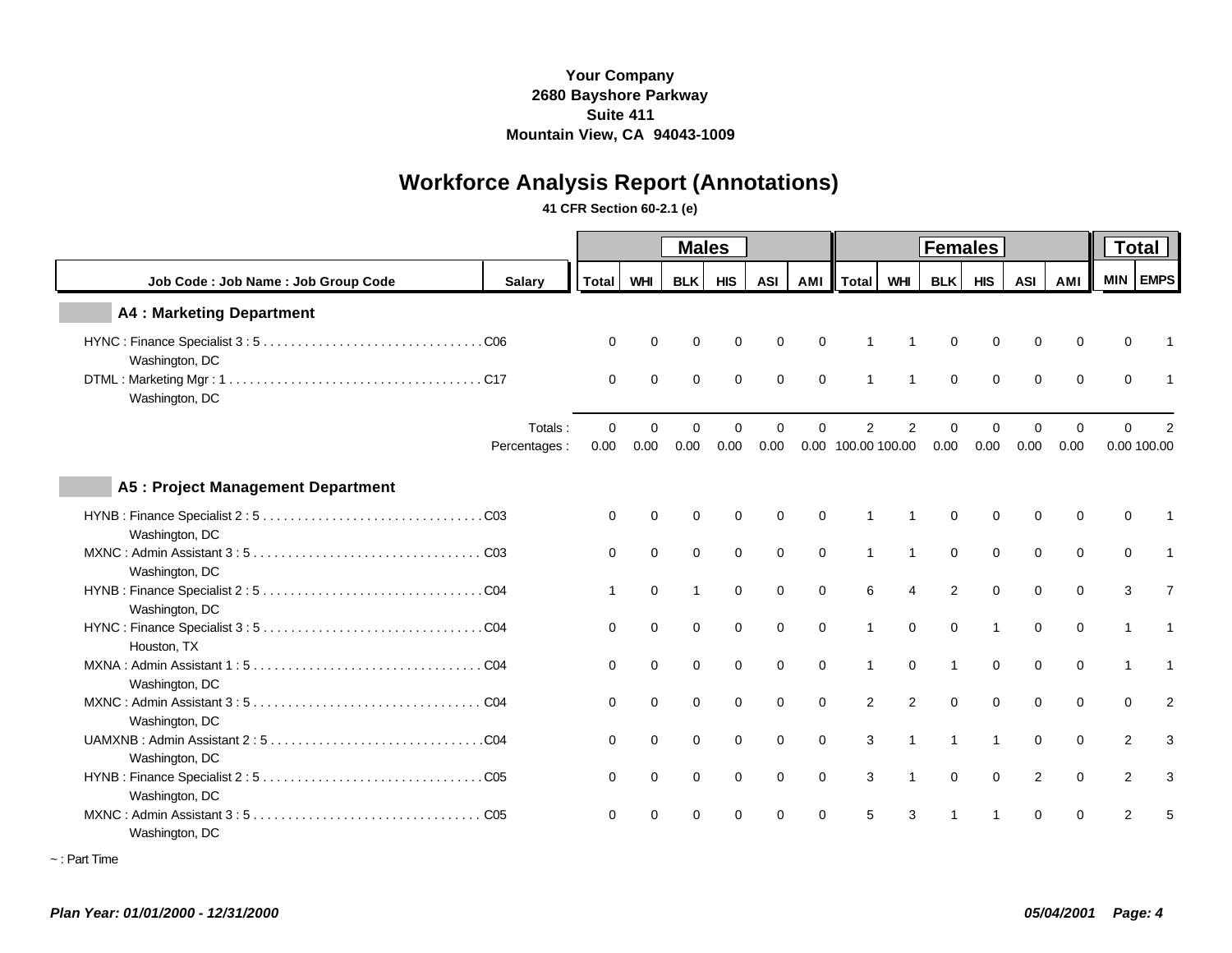**Your Company**
**2680 Bayshore Parkway**
**Suite 411**
**Mountain View, CA 94043-1009**

# Workforce Analysis Report (Annotations)

**41 CFR Section 60-2.1 (e)**

| | | Males | | | | | | Females | | | | | | Total | |
|---|---|---|---|---|---|---|---|---|---|---|---|---|---|---|---|
| **Job Code : Job Name : Job Group Code** | **Salary** | **Total** | **WHI** | **BLK** | **HIS** | **ASI** | **AMI** | **Total** | **WHI** | **BLK** | **HIS** | **ASI** | **AMI** | **MIN** | **EMPS** |
| **A4 : Marketing Department** | | | | | | | | | | | | | | | |
| HYNC : Finance Specialist 3 : 5 . . . . . . . . . . . . . . . . . . . . . . . . . . . . . . . .C06 Washington, DC | | 0 | 0 | 0 | 0 | 0 | 0 | 1 | 1 | 0 | 0 | 0 | 0 | 0 | 1 |
| DTML : Marketing Mgr : 1 . . . . . . . . . . . . . . . . . . . . . . . . . . . . . . . . . . . . . C17 Washington, DC | | 0 | 0 | 0 | 0 | 0 | 0 | 1 | 1 | 0 | 0 | 0 | 0 | 0 | 1 |
| | Totals : | 0 | 0 | 0 | 0 | 0 | 0 | 2 | 2 | 0 | 0 | 0 | 0 | 0 | 2 |
| | Percentages : | 0.00 | 0.00 | 0.00 | 0.00 | 0.00 | 0.00 | 100.00 | 100.00 | 0.00 | 0.00 | 0.00 | 0.00 | 0.00 | 100.00 |
| **A5 : Project Management Department** | | | | | | | | | | | | | | | |
| HYNB : Finance Specialist 2 : 5 . . . . . . . . . . . . . . . . . . . . . . . . . . . . . . . .C03 Washington, DC | | 0 | 0 | 0 | 0 | 0 | 0 | 1 | 1 | 0 | 0 | 0 | 0 | 0 | 1 |
| MXNC : Admin Assistant 3 : 5 . . . . . . . . . . . . . . . . . . . . . . . . . . . . . . . . . C03 Washington, DC | | 0 | 0 | 0 | 0 | 0 | 0 | 1 | 1 | 0 | 0 | 0 | 0 | 0 | 1 |
| HYNB : Finance Specialist 2 : 5 . . . . . . . . . . . . . . . . . . . . . . . . . . . . . . . .C04 Washington, DC | | 1 | 0 | 1 | 0 | 0 | 0 | 6 | 4 | 2 | 0 | 0 | 0 | 3 | 7 |
| HYNC : Finance Specialist 3 : 5 . . . . . . . . . . . . . . . . . . . . . . . . . . . . . . . .C04 Houston, TX | | 0 | 0 | 0 | 0 | 0 | 0 | 1 | 0 | 0 | 1 | 0 | 0 | 1 | 1 |
| MXNA : Admin Assistant 1 : 5 . . . . . . . . . . . . . . . . . . . . . . . . . . . . . . . . . C04 Washington, DC | | 0 | 0 | 0 | 0 | 0 | 0 | 1 | 0 | 1 | 0 | 0 | 0 | 1 | 1 |
| MXNC : Admin Assistant 3 : 5 . . . . . . . . . . . . . . . . . . . . . . . . . . . . . . . . . C04 Washington, DC | | 0 | 0 | 0 | 0 | 0 | 0 | 2 | 2 | 0 | 0 | 0 | 0 | 0 | 2 |
| UAMXNB : Admin Assistant 2 : 5 . . . . . . . . . . . . . . . . . . . . . . . . . . . . . . .C04 Washington, DC | | 0 | 0 | 0 | 0 | 0 | 0 | 3 | 1 | 1 | 1 | 0 | 0 | 2 | 3 |
| HYNB : Finance Specialist 2 : 5 . . . . . . . . . . . . . . . . . . . . . . . . . . . . . . . .C05 Washington, DC | | 0 | 0 | 0 | 0 | 0 | 0 | 3 | 1 | 0 | 0 | 2 | 0 | 2 | 3 |
| MXNC : Admin Assistant 3 : 5 . . . . . . . . . . . . . . . . . . . . . . . . . . . . . . . . . C05 Washington, DC | | 0 | 0 | 0 | 0 | 0 | 0 | 5 | 3 | 1 | 1 | 0 | 0 | 2 | 5 |

~ : Part Time

*Plan Year: 01/01/2000 - 12/31/2000* *05/04/2001*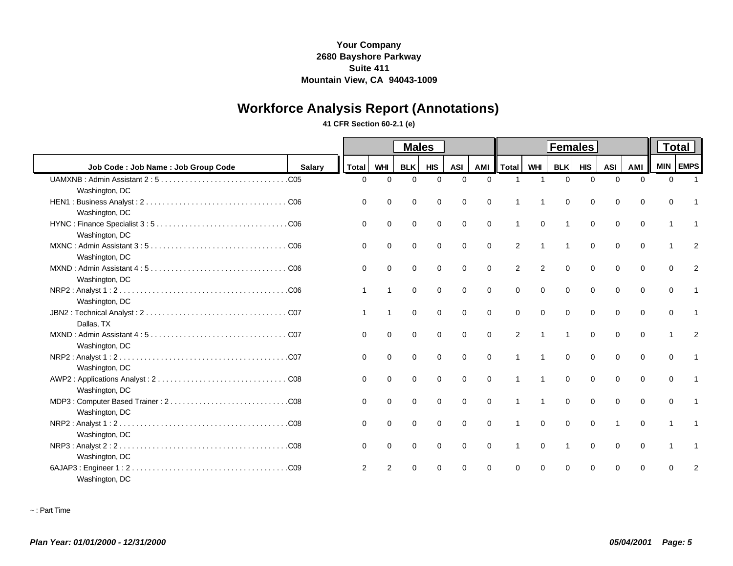**Your Company**
**2680 Bayshore Parkway**
**Suite 411**
**Mountain View, CA 94043-1009**

# Workforce Analysis Report (Annotations)

**41 CFR Section 60-2.1 (e)**

| | | Males | | | | | | Females | | | | | | Total | |
|---|---|---|---|---|---|---|---|---|---|---|---|---|---|---|---|
| **Job Code : Job Name : Job Group Code** | **Salary** | **Total** | **WHI** | **BLK** | **HIS** | **ASI** | **AMI** | **Total** | **WHI** | **BLK** | **HIS** | **ASI** | **AMI** | **MIN** | **EMPS** |
| UAMXNB : Admin Assistant 2 : 5 . . . . . . . . . . . . . . . . . . . . . . . . . . . . . . .C05<br>Washington, DC | | 0 | 0 | 0 | 0 | 0 | 0 | 1 | 1 | 0 | 0 | 0 | 0 | 0 | 1 |
| HEN1 : Business Analyst : 2 . . . . . . . . . . . . . . . . . . . . . . . . . . . . . . . . . . C06<br>Washington, DC | | 0 | 0 | 0 | 0 | 0 | 0 | 1 | 1 | 0 | 0 | 0 | 0 | 0 | 1 |
| HYNC : Finance Specialist 3 : 5 . . . . . . . . . . . . . . . . . . . . . . . . . . . . . . . .C06<br>Washington, DC | | 0 | 0 | 0 | 0 | 0 | 0 | 1 | 0 | 1 | 0 | 0 | 0 | 1 | 1 |
| MXNC : Admin Assistant 3 : 5 . . . . . . . . . . . . . . . . . . . . . . . . . . . . . . . . C06<br>Washington, DC | | 0 | 0 | 0 | 0 | 0 | 0 | 2 | 1 | 1 | 0 | 0 | 0 | 1 | 2 |
| MXND : Admin Assistant 4 : 5 . . . . . . . . . . . . . . . . . . . . . . . . . . . . . . . . C06<br>Washington, DC | | 0 | 0 | 0 | 0 | 0 | 0 | 2 | 2 | 0 | 0 | 0 | 0 | 0 | 2 |
| NRP2 : Analyst 1 : 2 . . . . . . . . . . . . . . . . . . . . . . . . . . . . . . . . . . . . . . . . .C06<br>Washington, DC | | 1 | 1 | 0 | 0 | 0 | 0 | 0 | 0 | 0 | 0 | 0 | 0 | 0 | 1 |
| JBN2 : Technical Analyst : 2 . . . . . . . . . . . . . . . . . . . . . . . . . . . . . . . . . . C07<br>Dallas, TX | | 1 | 1 | 0 | 0 | 0 | 0 | 0 | 0 | 0 | 0 | 0 | 0 | 0 | 1 |
| MXND : Admin Assistant 4 : 5 . . . . . . . . . . . . . . . . . . . . . . . . . . . . . . . . C07<br>Washington, DC | | 0 | 0 | 0 | 0 | 0 | 0 | 2 | 1 | 1 | 0 | 0 | 0 | 1 | 2 |
| NRP2 : Analyst 1 : 2 . . . . . . . . . . . . . . . . . . . . . . . . . . . . . . . . . . . . . . . . .C07<br>Washington, DC | | 0 | 0 | 0 | 0 | 0 | 0 | 1 | 1 | 0 | 0 | 0 | 0 | 0 | 1 |
| AWP2 : Applications Analyst : 2 . . . . . . . . . . . . . . . . . . . . . . . . . . . . . . . C08<br>Washington, DC | | 0 | 0 | 0 | 0 | 0 | 0 | 1 | 1 | 0 | 0 | 0 | 0 | 0 | 1 |
| MDP3 : Computer Based Trainer : 2 . . . . . . . . . . . . . . . . . . . . . . . . . . . . .C08<br>Washington, DC | | 0 | 0 | 0 | 0 | 0 | 0 | 1 | 1 | 0 | 0 | 0 | 0 | 0 | 1 |
| NRP2 : Analyst 1 : 2 . . . . . . . . . . . . . . . . . . . . . . . . . . . . . . . . . . . . . . . . .C08<br>Washington, DC | | 0 | 0 | 0 | 0 | 0 | 0 | 1 | 0 | 0 | 0 | 1 | 0 | 1 | 1 |
| NRP3 : Analyst 2 : 2 . . . . . . . . . . . . . . . . . . . . . . . . . . . . . . . . . . . . . . . . .C08<br>Washington, DC | | 0 | 0 | 0 | 0 | 0 | 0 | 1 | 0 | 1 | 0 | 0 | 0 | 1 | 1 |
| 6AJAP3 : Engineer 1 : 2 . . . . . . . . . . . . . . . . . . . . . . . . . . . . . . . . . . . . . .C09<br>Washington, DC | | 2 | 2 | 0 | 0 | 0 | 0 | 0 | 0 | 0 | 0 | 0 | 0 | 0 | 2 |

~ : Part Time

*Plan Year: 01/01/2000 - 12/31/2000* *05/04/2001*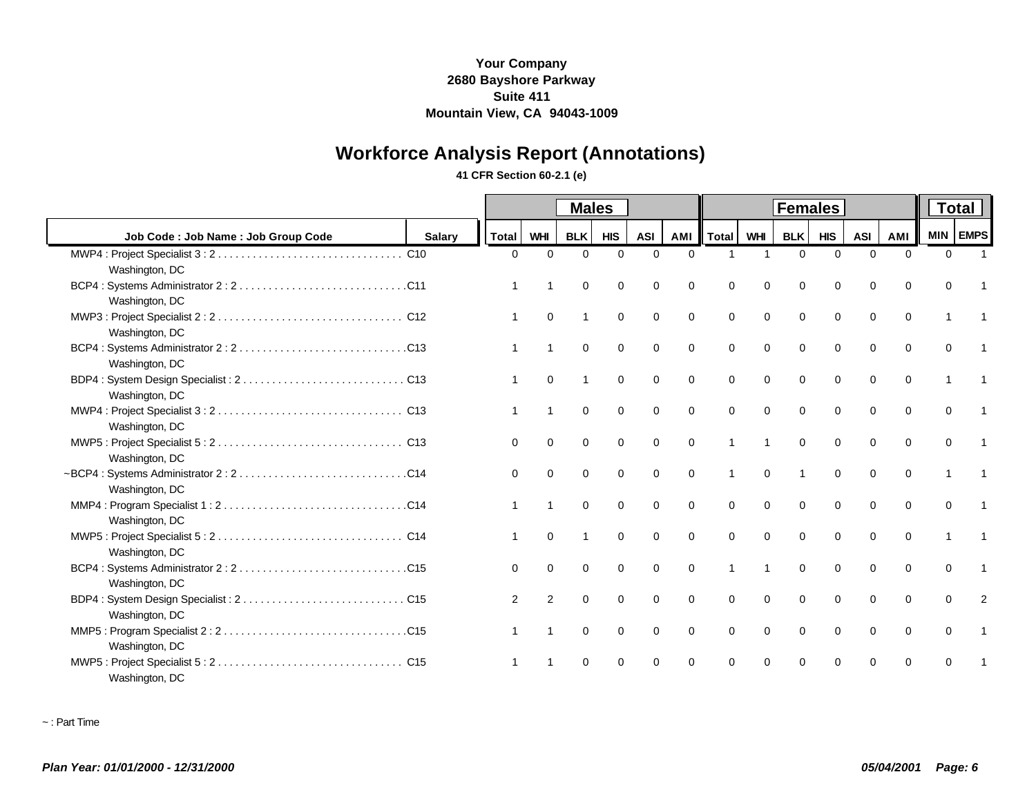**Your Company**
**2680 Bayshore Parkway**
**Suite 411**
**Mountain View, CA  94043-1009**

# Workforce Analysis Report (Annotations)

**41 CFR Section 60-2.1 (e)**

| Job Code : Job Name : Job Group Code | Salary | Males | | | | | | Females | | | | | | Total | |
|---|---|---|---|---|---|---|---|---|---|---|---|---|---|---|---|
| | | Total | WHI | BLK | HIS | ASI | AMI | Total | WHI | BLK | HIS | ASI | AMI | MIN | EMPS |
| MWP4 : Project Specialist 3 : 2 . . . . . . . . . . . . . . . . . . . . . . . . . . . . . . . . C10 Washington, DC | | 0 | 0 | 0 | 0 | 0 | 0 | 1 | 1 | 0 | 0 | 0 | 0 | 0 | 1 |
| BCP4 : Systems Administrator 2 : 2 . . . . . . . . . . . . . . . . . . . . . . . . . . . . .C11 Washington, DC | | 1 | 1 | 0 | 0 | 0 | 0 | 0 | 0 | 0 | 0 | 0 | 0 | 0 | 1 |
| MWP3 : Project Specialist 2 : 2 . . . . . . . . . . . . . . . . . . . . . . . . . . . . . . . . C12 Washington, DC | | 1 | 0 | 1 | 0 | 0 | 0 | 0 | 0 | 0 | 0 | 0 | 0 | 1 | 1 |
| BCP4 : Systems Administrator 2 : 2 . . . . . . . . . . . . . . . . . . . . . . . . . . . . .C13 Washington, DC | | 1 | 1 | 0 | 0 | 0 | 0 | 0 | 0 | 0 | 0 | 0 | 0 | 0 | 1 |
| BDP4 : System Design Specialist : 2 . . . . . . . . . . . . . . . . . . . . . . . . . . . . C13 Washington, DC | | 1 | 0 | 1 | 0 | 0 | 0 | 0 | 0 | 0 | 0 | 0 | 0 | 1 | 1 |
| MWP4 : Project Specialist 3 : 2 . . . . . . . . . . . . . . . . . . . . . . . . . . . . . . . . C13 Washington, DC | | 1 | 1 | 0 | 0 | 0 | 0 | 0 | 0 | 0 | 0 | 0 | 0 | 0 | 1 |
| MWP5 : Project Specialist 5 : 2 . . . . . . . . . . . . . . . . . . . . . . . . . . . . . . . . C13 Washington, DC | | 0 | 0 | 0 | 0 | 0 | 0 | 1 | 1 | 0 | 0 | 0 | 0 | 0 | 1 |
| ~BCP4 : Systems Administrator 2 : 2 . . . . . . . . . . . . . . . . . . . . . . . . . . . . .C14 Washington, DC | | 0 | 0 | 0 | 0 | 0 | 0 | 1 | 0 | 1 | 0 | 0 | 0 | 1 | 1 |
| MMP4 : Program Specialist 1 : 2 . . . . . . . . . . . . . . . . . . . . . . . . . . . . . . . .C14 Washington, DC | | 1 | 1 | 0 | 0 | 0 | 0 | 0 | 0 | 0 | 0 | 0 | 0 | 0 | 1 |
| MWP5 : Project Specialist 5 : 2 . . . . . . . . . . . . . . . . . . . . . . . . . . . . . . . . C14 Washington, DC | | 1 | 0 | 1 | 0 | 0 | 0 | 0 | 0 | 0 | 0 | 0 | 0 | 1 | 1 |
| BCP4 : Systems Administrator 2 : 2 . . . . . . . . . . . . . . . . . . . . . . . . . . . . .C15 Washington, DC | | 0 | 0 | 0 | 0 | 0 | 0 | 1 | 1 | 0 | 0 | 0 | 0 | 0 | 1 |
| BDP4 : System Design Specialist : 2 . . . . . . . . . . . . . . . . . . . . . . . . . . . . C15 Washington, DC | | 2 | 2 | 0 | 0 | 0 | 0 | 0 | 0 | 0 | 0 | 0 | 0 | 0 | 2 |
| MMP5 : Program Specialist 2 : 2 . . . . . . . . . . . . . . . . . . . . . . . . . . . . . . . .C15 Washington, DC | | 1 | 1 | 0 | 0 | 0 | 0 | 0 | 0 | 0 | 0 | 0 | 0 | 0 | 1 |
| MWP5 : Project Specialist 5 : 2 . . . . . . . . . . . . . . . . . . . . . . . . . . . . . . . . C15 Washington, DC | | 1 | 1 | 0 | 0 | 0 | 0 | 0 | 0 | 0 | 0 | 0 | 0 | 0 | 1 |

~ : Part Time

*Plan Year: 01/01/2000 - 12/31/2000*

*05/04/2001*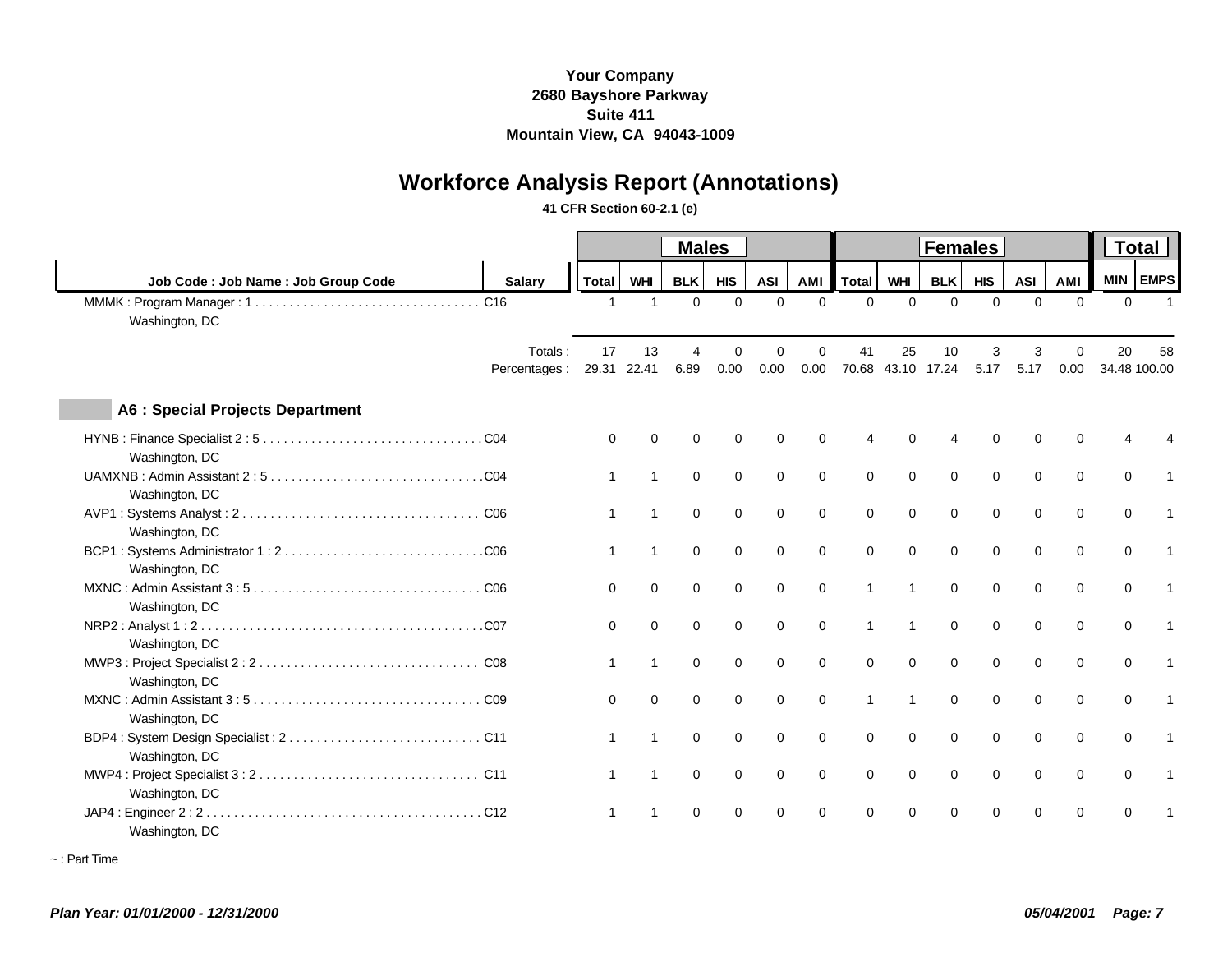**Your Company**
**2680 Bayshore Parkway**
**Suite 411**
**Mountain View, CA 94043-1009**

# Workforce Analysis Report (Annotations)

**41 CFR Section 60-2.1 (e)**

| Job Code : Job Name : Job Group Code | Salary | Males Total | Males WHI | Males BLK | Males HIS | Males ASI | Males AMI | Females Total | Females WHI | Females BLK | Females HIS | Females ASI | Females AMI | Total MIN | Total EMPS |
|---|---|---|---|---|---|---|---|---|---|---|---|---|---|---|---|
| MMMK : Program Manager : 1 . . . . . . . . . C16<br>Washington, DC | | 1 | 1 | 0 | 0 | 0 | 0 | 0 | 0 | 0 | 0 | 0 | 0 | 0 | 1 |
| | Totals : | 17 | 13 | 4 | 0 | 0 | 0 | 41 | 25 | 10 | 3 | 3 | 0 | 20 | 58 |
| | Percentages : | 29.31 | 22.41 | 6.89 | 0.00 | 0.00 | 0.00 | 70.68 | 43.10 | 17.24 | 5.17 | 5.17 | 0.00 | 34.48 | 100.00 |

### A6 : Special Projects Department

| Job Code : Job Name : Job Group Code | Salary | Males Total | Males WHI | Males BLK | Males HIS | Males ASI | Males AMI | Females Total | Females WHI | Females BLK | Females HIS | Females ASI | Females AMI | Total MIN | Total EMPS |
|---|---|---|---|---|---|---|---|---|---|---|---|---|---|---|---|
| HYNB : Finance Specialist 2 : 5 . . . . . . . . . C04<br>Washington, DC | | 0 | 0 | 0 | 0 | 0 | 0 | 4 | 0 | 4 | 0 | 0 | 0 | 4 | 4 |
| UAMXNB : Admin Assistant 2 : 5 . . . . . . . . . C04<br>Washington, DC | | 1 | 1 | 0 | 0 | 0 | 0 | 0 | 0 | 0 | 0 | 0 | 0 | 0 | 1 |
| AVP1 : Systems Analyst : 2 . . . . . . . . . C06<br>Washington, DC | | 1 | 1 | 0 | 0 | 0 | 0 | 0 | 0 | 0 | 0 | 0 | 0 | 0 | 1 |
| BCP1 : Systems Administrator 1 : 2 . . . . . . . . . C06<br>Washington, DC | | 1 | 1 | 0 | 0 | 0 | 0 | 0 | 0 | 0 | 0 | 0 | 0 | 0 | 1 |
| MXNC : Admin Assistant 3 : 5 . . . . . . . . . C06<br>Washington, DC | | 0 | 0 | 0 | 0 | 0 | 0 | 1 | 1 | 0 | 0 | 0 | 0 | 0 | 1 |
| NRP2 : Analyst 1 : 2 . . . . . . . . . C07<br>Washington, DC | | 0 | 0 | 0 | 0 | 0 | 0 | 1 | 1 | 0 | 0 | 0 | 0 | 0 | 1 |
| MWP3 : Project Specialist 2 : 2 . . . . . . . . . C08<br>Washington, DC | | 1 | 1 | 0 | 0 | 0 | 0 | 0 | 0 | 0 | 0 | 0 | 0 | 0 | 1 |
| MXNC : Admin Assistant 3 : 5 . . . . . . . . . C09<br>Washington, DC | | 0 | 0 | 0 | 0 | 0 | 0 | 1 | 1 | 0 | 0 | 0 | 0 | 0 | 1 |
| BDP4 : System Design Specialist : 2 . . . . . . . . . C11<br>Washington, DC | | 1 | 1 | 0 | 0 | 0 | 0 | 0 | 0 | 0 | 0 | 0 | 0 | 0 | 1 |
| MWP4 : Project Specialist 3 : 2 . . . . . . . . . C11<br>Washington, DC | | 1 | 1 | 0 | 0 | 0 | 0 | 0 | 0 | 0 | 0 | 0 | 0 | 0 | 1 |
| JAP4 : Engineer 2 : 2 . . . . . . . . . C12<br>Washington, DC | | 1 | 1 | 0 | 0 | 0 | 0 | 0 | 0 | 0 | 0 | 0 | 0 | 0 | 1 |

~ : Part Time

*Plan Year: 01/01/2000 - 12/31/2000* *05/04/2001*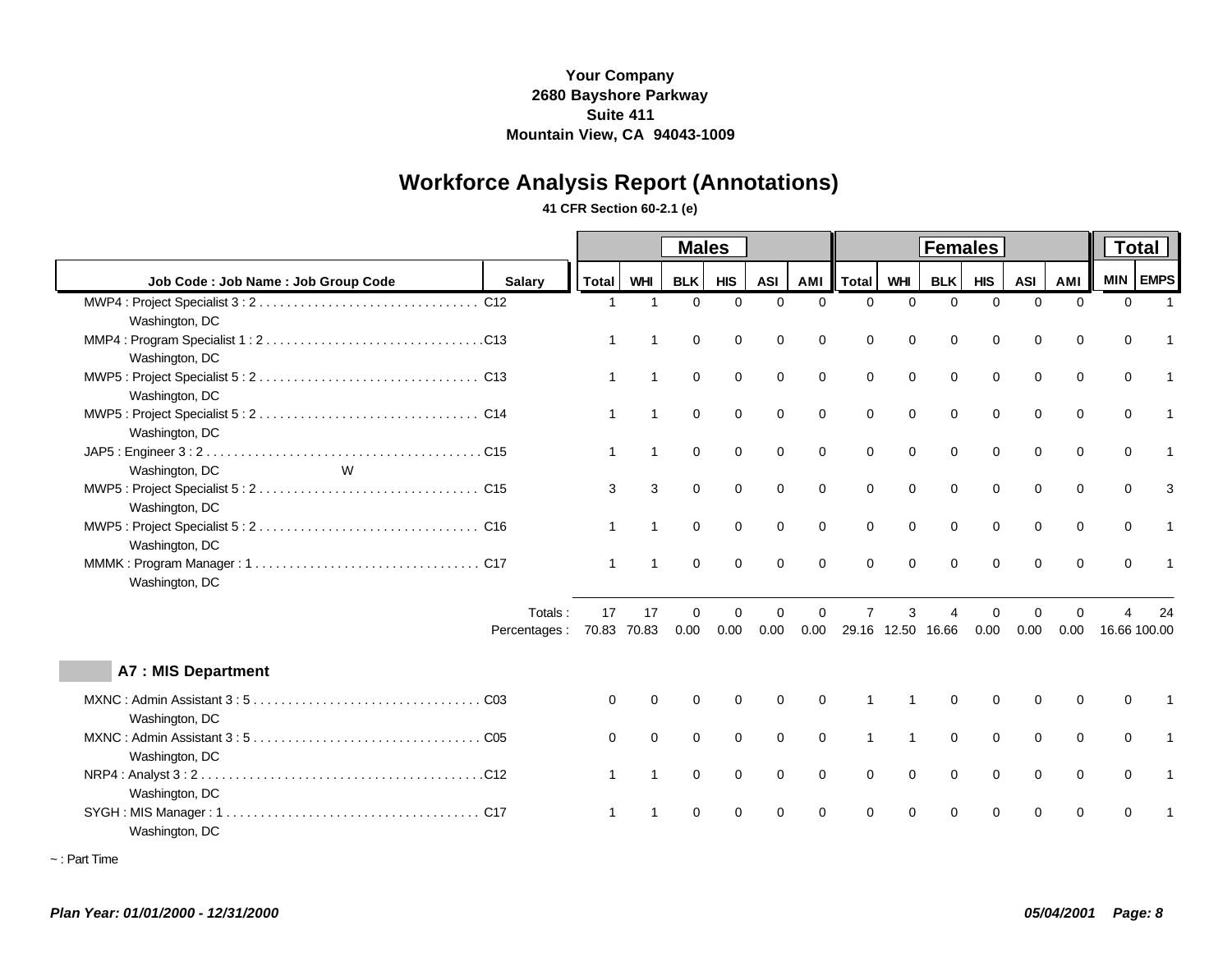**Your Company**
**2680 Bayshore Parkway**
**Suite 411**
**Mountain View, CA 94043-1009**

# Workforce Analysis Report (Annotations)

**41 CFR Section 60-2.1 (e)**

| | | Males | | | | | | Females | | | | | | Total | |
|---|---|---|---|---|---|---|---|---|---|---|---|---|---|---|---|
| **Job Code : Job Name : Job Group Code** | **Salary** | **Total** | **WHI** | **BLK** | **HIS** | **ASI** | **AMI** | **Total** | **WHI** | **BLK** | **HIS** | **ASI** | **AMI** | **MIN** | **EMPS** |
| MWP4 : Project Specialist 3 : 2 . . . . . . . . . . . . . . . . . . . . . . . . . . . . . . . . C12<br>Washington, DC | | 1 | 1 | 0 | 0 | 0 | 0 | 0 | 0 | 0 | 0 | 0 | 0 | 0 | 1 |
| MMP4 : Program Specialist 1 : 2 . . . . . . . . . . . . . . . . . . . . . . . . . . . . . . . .C13<br>Washington, DC | | 1 | 1 | 0 | 0 | 0 | 0 | 0 | 0 | 0 | 0 | 0 | 0 | 0 | 1 |
| MWP5 : Project Specialist 5 : 2 . . . . . . . . . . . . . . . . . . . . . . . . . . . . . . . . C13<br>Washington, DC | | 1 | 1 | 0 | 0 | 0 | 0 | 0 | 0 | 0 | 0 | 0 | 0 | 0 | 1 |
| MWP5 : Project Specialist 5 : 2 . . . . . . . . . . . . . . . . . . . . . . . . . . . . . . . . C14<br>Washington, DC | | 1 | 1 | 0 | 0 | 0 | 0 | 0 | 0 | 0 | 0 | 0 | 0 | 0 | 1 |
| JAP5 : Engineer 3 : 2 . . . . . . . . . . . . . . . . . . . . . . . . . . . . . . . . . . . . . . . .C15<br>Washington, DC W | | 1 | 1 | 0 | 0 | 0 | 0 | 0 | 0 | 0 | 0 | 0 | 0 | 0 | 1 |
| MWP5 : Project Specialist 5 : 2 . . . . . . . . . . . . . . . . . . . . . . . . . . . . . . . . C15<br>Washington, DC | | 3 | 3 | 0 | 0 | 0 | 0 | 0 | 0 | 0 | 0 | 0 | 0 | 0 | 3 |
| MWP5 : Project Specialist 5 : 2 . . . . . . . . . . . . . . . . . . . . . . . . . . . . . . . . C16<br>Washington, DC | | 1 | 1 | 0 | 0 | 0 | 0 | 0 | 0 | 0 | 0 | 0 | 0 | 0 | 1 |
| MMMK : Program Manager : 1 . . . . . . . . . . . . . . . . . . . . . . . . . . . . . . . . . C17<br>Washington, DC | | 1 | 1 | 0 | 0 | 0 | 0 | 0 | 0 | 0 | 0 | 0 | 0 | 0 | 1 |
| | Totals : | 17 | 17 | 0 | 0 | 0 | 0 | 7 | 3 | 4 | 0 | 0 | 0 | 4 | 24 |
| | Percentages : | 70.83 | 70.83 | 0.00 | 0.00 | 0.00 | 0.00 | 29.16 | 12.50 | 16.66 | 0.00 | 0.00 | 0.00 | 16.66 | 100.00 |

### A7 : MIS Department

| Job Code : Job Name : Job Group Code | Salary | Total | WHI | BLK | HIS | ASI | AMI | Total | WHI | BLK | HIS | ASI | AMI | MIN | EMPS |
|---|---|---|---|---|---|---|---|---|---|---|---|---|---|---|---|
| MXNC : Admin Assistant 3 : 5 . . . . . . . . . . . . . . . . . . . . . . . . . . . . . . . . . C03<br>Washington, DC | | 0 | 0 | 0 | 0 | 0 | 0 | 1 | 1 | 0 | 0 | 0 | 0 | 0 | 1 |
| MXNC : Admin Assistant 3 : 5 . . . . . . . . . . . . . . . . . . . . . . . . . . . . . . . . . C05<br>Washington, DC | | 0 | 0 | 0 | 0 | 0 | 0 | 1 | 1 | 0 | 0 | 0 | 0 | 0 | 1 |
| NRP4 : Analyst 3 : 2 . . . . . . . . . . . . . . . . . . . . . . . . . . . . . . . . . . . . . . . . .C12<br>Washington, DC | | 1 | 1 | 0 | 0 | 0 | 0 | 0 | 0 | 0 | 0 | 0 | 0 | 0 | 1 |
| SYGH : MIS Manager : 1 . . . . . . . . . . . . . . . . . . . . . . . . . . . . . . . . . . . . . C17<br>Washington, DC | | 1 | 1 | 0 | 0 | 0 | 0 | 0 | 0 | 0 | 0 | 0 | 0 | 0 | 1 |

~ : Part Time

*Plan Year: 01/01/2000 - 12/31/2000* *05/04/2001*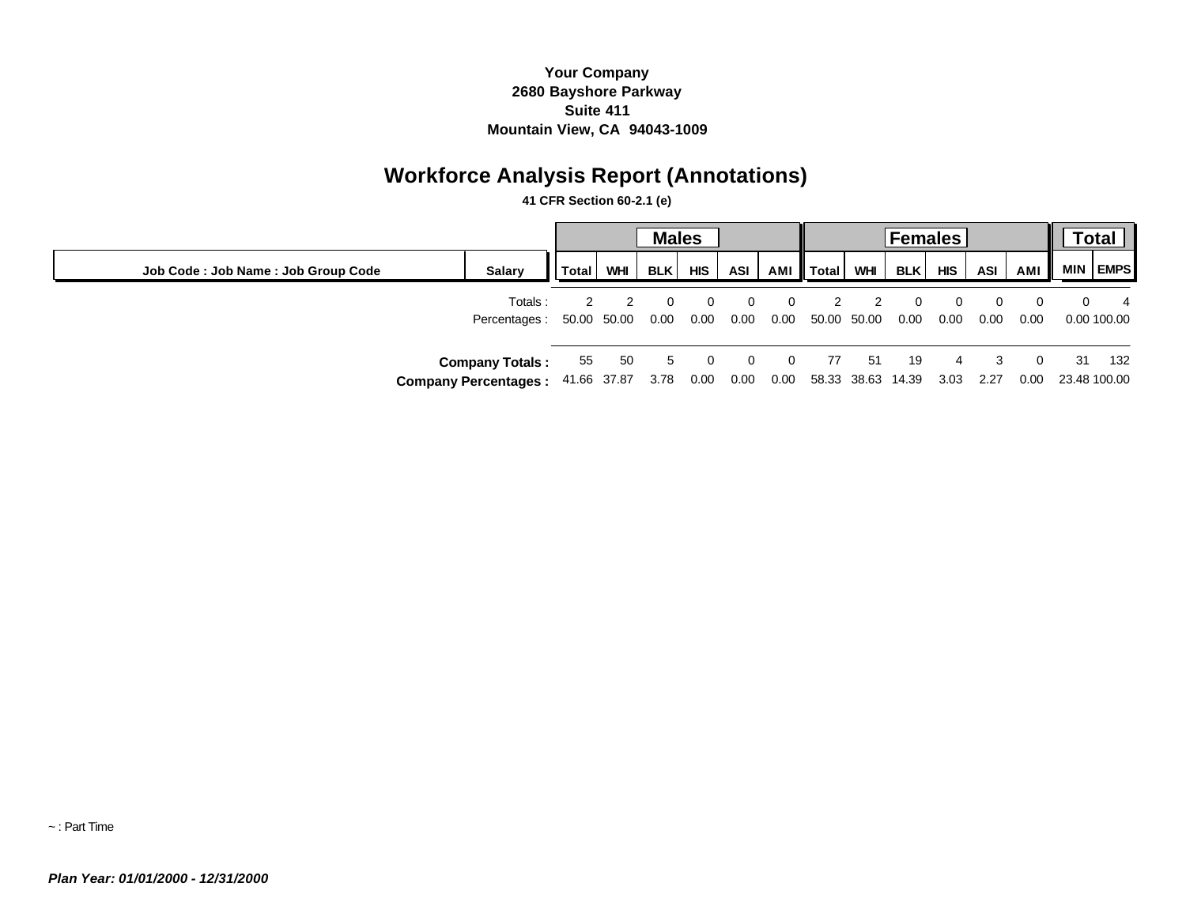**Your Company**
**2680 Bayshore Parkway**
**Suite 411**
**Mountain View, CA 94043-1009**

# Workforce Analysis Report (Annotations)

**41 CFR Section 60-2.1 (e)**

| | | Males | | | | | | Females | | | | | | Total | |
|---|---|---|---|---|---|---|---|---|---|---|---|---|---|---|---|
| **Job Code : Job Name : Job Group Code** | **Salary** | **Total** | **WHI** | **BLK** | **HIS** | **ASI** | **AMI** | **Total** | **WHI** | **BLK** | **HIS** | **ASI** | **AMI** | **MIN** | **EMPS** |
| | Totals : | 2 | 2 | 0 | 0 | 0 | 0 | 2 | 2 | 0 | 0 | 0 | 0 | 0 | 4 |
| | Percentages : | 50.00 | 50.00 | 0.00 | 0.00 | 0.00 | 0.00 | 50.00 | 50.00 | 0.00 | 0.00 | 0.00 | 0.00 | 0.00 | 100.00 |
| | **Company Totals :** | 55 | 50 | 5 | 0 | 0 | 0 | 77 | 51 | 19 | 4 | 3 | 0 | 31 | 132 |
| | **Company Percentages :** | 41.66 | 37.87 | 3.78 | 0.00 | 0.00 | 0.00 | 58.33 | 38.63 | 14.39 | 3.03 | 2.27 | 0.00 | 23.48 | 100.00 |

~ : Part Time

***Plan Year: 01/01/2000 - 12/31/2000***